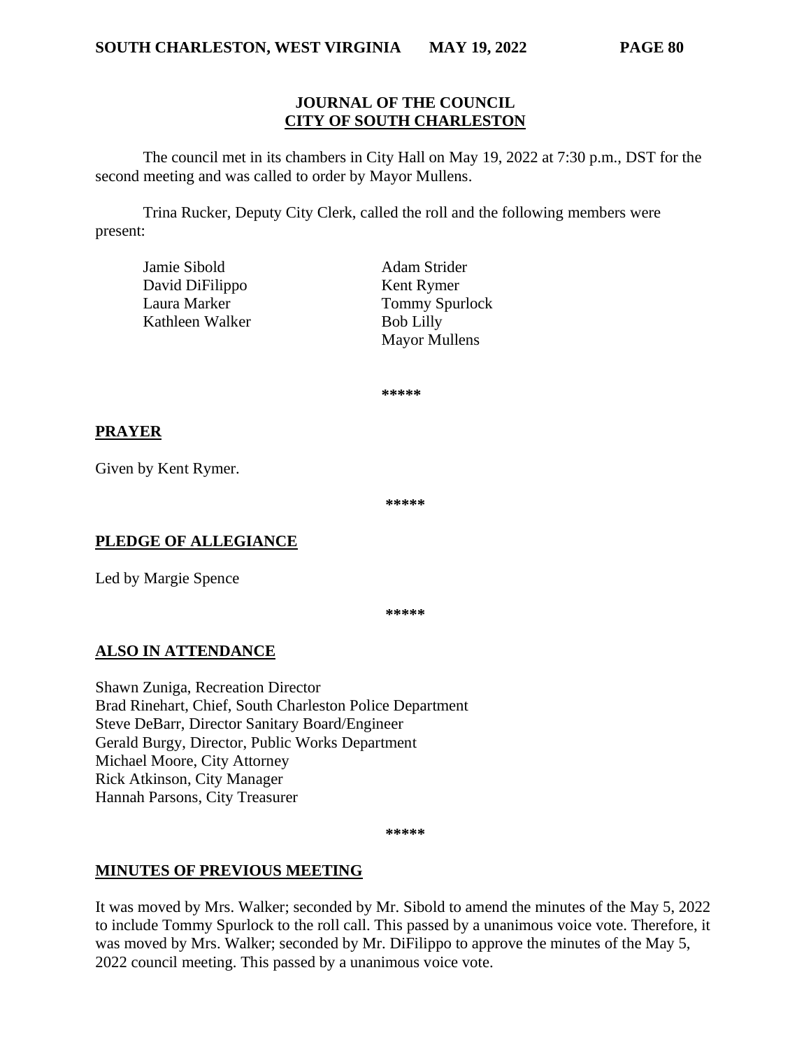# JOURNAL OF THE COUNCIL
## CITY OF SOUTH CHARLESTON

The council met in its chambers in City Hall on May 19, 2022 at 7:30 p.m., DST for the second meeting and was called to order by Mayor Mullens.

Trina Rucker, Deputy City Clerk, called the roll and the following members were present:

Jamie Sibold
David DiFilippo
Laura Marker
Kathleen Walker
Adam Strider
Kent Rymer
Tommy Spurlock
Bob Lilly
Mayor Mullens

*****

## PRAYER

Given by Kent Rymer.

*****

## PLEDGE OF ALLEGIANCE

Led by Margie Spence

*****

## ALSO IN ATTENDANCE

Shawn Zuniga, Recreation Director
Brad Rinehart, Chief, South Charleston Police Department
Steve DeBarr, Director Sanitary Board/Engineer
Gerald Burgy, Director, Public Works Department
Michael Moore, City Attorney
Rick Atkinson, City Manager
Hannah Parsons, City Treasurer

*****

## MINUTES OF PREVIOUS MEETING

It was moved by Mrs. Walker; seconded by Mr. Sibold to amend the minutes of the May 5, 2022 to include Tommy Spurlock to the roll call. This passed by a unanimous voice vote. Therefore, it was moved by Mrs. Walker; seconded by Mr. DiFilippo to approve the minutes of the May 5, 2022 council meeting. This passed by a unanimous voice vote.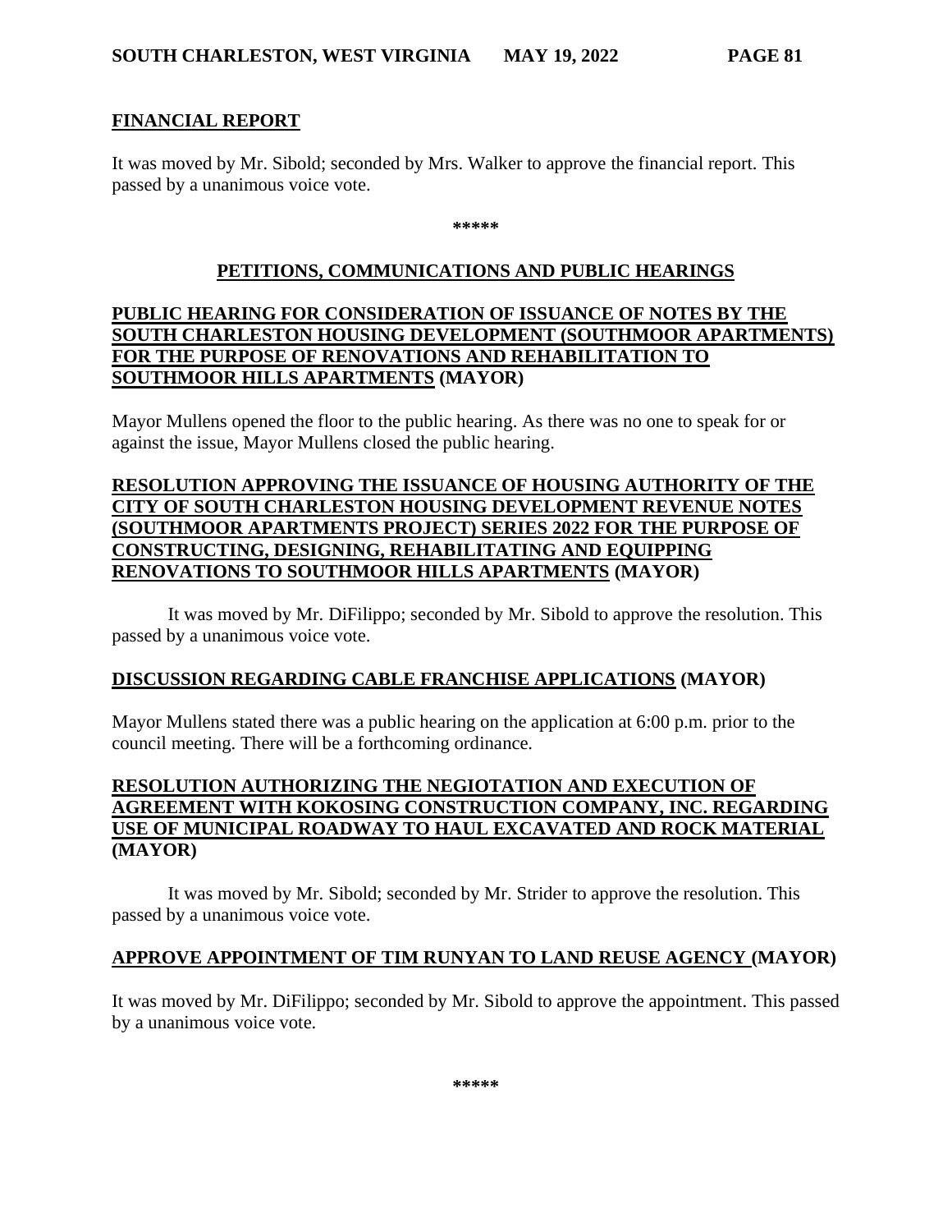## FINANCIAL REPORT

It was moved by Mr. Sibold; seconded by Mrs. Walker to approve the financial report. This passed by a unanimous voice vote.

*****

## PETITIONS, COMMUNICATIONS AND PUBLIC HEARINGS

### PUBLIC HEARING FOR CONSIDERATION OF ISSUANCE OF NOTES BY THE SOUTH CHARLESTON HOUSING DEVELOPMENT (SOUTHMOOR APARTMENTS) FOR THE PURPOSE OF RENOVATIONS AND REHABILITATION TO SOUTHMOOR HILLS APARTMENTS (MAYOR)

Mayor Mullens opened the floor to the public hearing. As there was no one to speak for or against the issue, Mayor Mullens closed the public hearing.

### RESOLUTION APPROVING THE ISSUANCE OF HOUSING AUTHORITY OF THE CITY OF SOUTH CHARLESTON HOUSING DEVELOPMENT REVENUE NOTES (SOUTHMOOR APARTMENTS PROJECT) SERIES 2022 FOR THE PURPOSE OF CONSTRUCTING, DESIGNING, REHABILITATING AND EQUIPPING RENOVATIONS TO SOUTHMOOR HILLS APARTMENTS (MAYOR)

It was moved by Mr. DiFilippo; seconded by Mr. Sibold to approve the resolution. This passed by a unanimous voice vote.

### DISCUSSION REGARDING CABLE FRANCHISE APPLICATIONS (MAYOR)

Mayor Mullens stated there was a public hearing on the application at 6:00 p.m. prior to the council meeting. There will be a forthcoming ordinance.

### RESOLUTION AUTHORIZING THE NEGIOTATION AND EXECUTION OF AGREEMENT WITH KOKOSING CONSTRUCTION COMPANY, INC. REGARDING USE OF MUNICIPAL ROADWAY TO HAUL EXCAVATED AND ROCK MATERIAL (MAYOR)

It was moved by Mr. Sibold; seconded by Mr. Strider to approve the resolution. This passed by a unanimous voice vote.

### APPROVE APPOINTMENT OF TIM RUNYAN TO LAND REUSE AGENCY (MAYOR)

It was moved by Mr. DiFilippo; seconded by Mr. Sibold to approve the appointment. This passed by a unanimous voice vote.

*****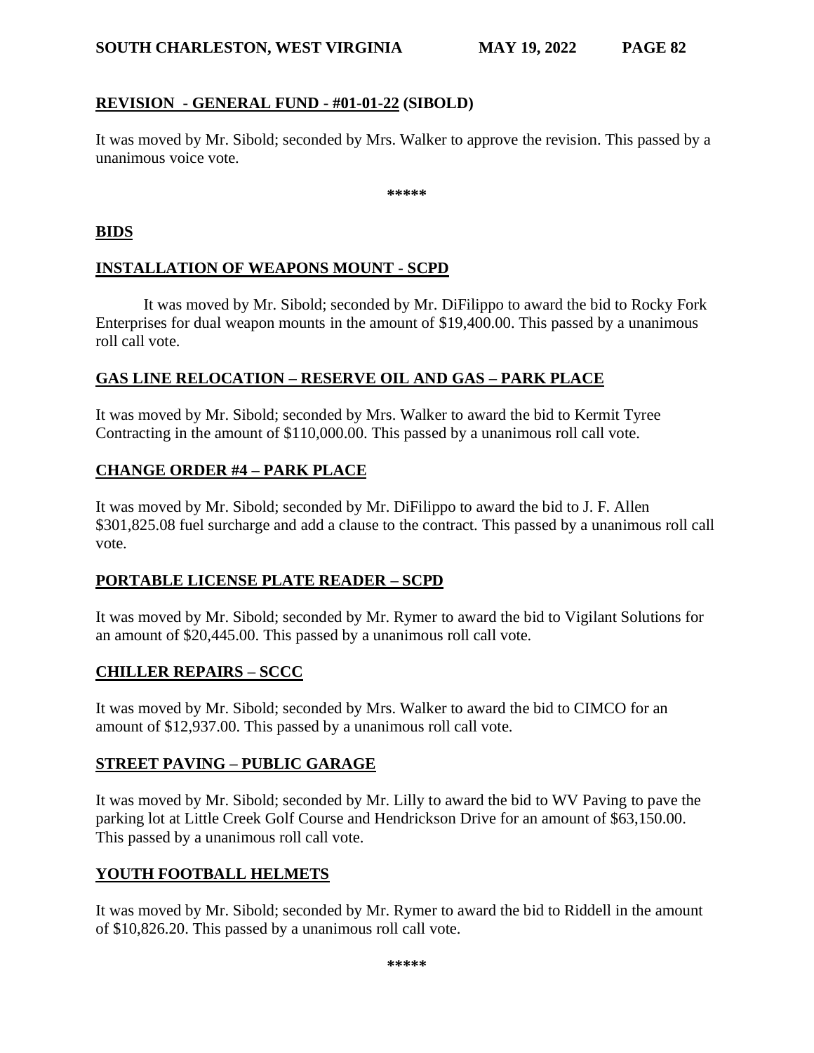**REVISION - GENERAL FUND - #01-01-22 (SIBOLD)**

It was moved by Mr. Sibold; seconded by Mrs. Walker to approve the revision. This passed by a unanimous voice vote.

*****

**BIDS**

**INSTALLATION OF WEAPONS MOUNT - SCPD**

It was moved by Mr. Sibold; seconded by Mr. DiFilippo to award the bid to Rocky Fork Enterprises for dual weapon mounts in the amount of $19,400.00. This passed by a unanimous roll call vote.

**GAS LINE RELOCATION – RESERVE OIL AND GAS – PARK PLACE**

It was moved by Mr. Sibold; seconded by Mrs. Walker to award the bid to Kermit Tyree Contracting in the amount of $110,000.00. This passed by a unanimous roll call vote.

**CHANGE ORDER #4 – PARK PLACE**

It was moved by Mr. Sibold; seconded by Mr. DiFilippo to award the bid to J. F. Allen $301,825.08 fuel surcharge and add a clause to the contract. This passed by a unanimous roll call vote.

**PORTABLE LICENSE PLATE READER – SCPD**

It was moved by Mr. Sibold; seconded by Mr. Rymer to award the bid to Vigilant Solutions for an amount of $20,445.00. This passed by a unanimous roll call vote.

**CHILLER REPAIRS – SCCC**

It was moved by Mr. Sibold; seconded by Mrs. Walker to award the bid to CIMCO for an amount of $12,937.00. This passed by a unanimous roll call vote.

**STREET PAVING – PUBLIC GARAGE**

It was moved by Mr. Sibold; seconded by Mr. Lilly to award the bid to WV Paving to pave the parking lot at Little Creek Golf Course and Hendrickson Drive for an amount of $63,150.00. This passed by a unanimous roll call vote.

**YOUTH FOOTBALL HELMETS**

It was moved by Mr. Sibold; seconded by Mr. Rymer to award the bid to Riddell in the amount of $10,826.20. This passed by a unanimous roll call vote.

*****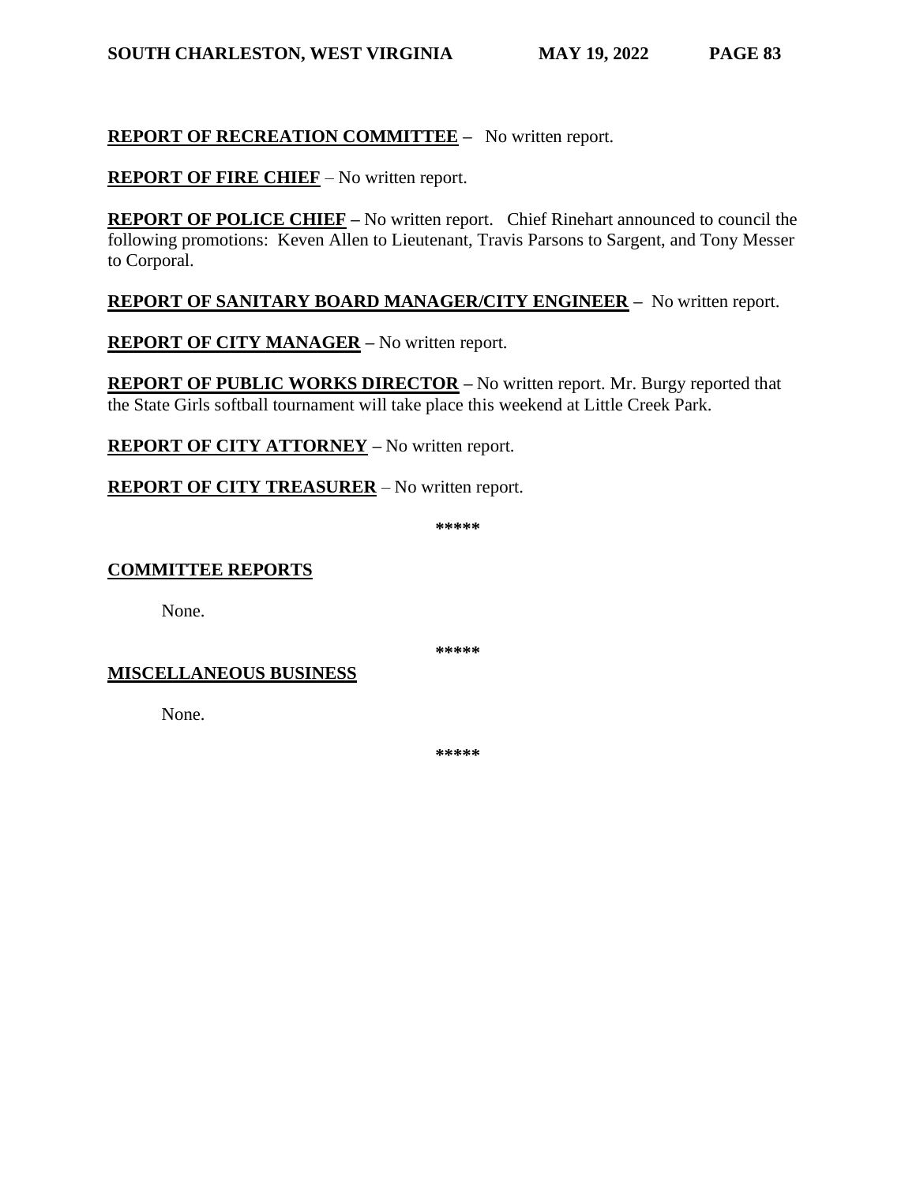**REPORT OF RECREATION COMMITTEE** – No written report.

**REPORT OF FIRE CHIEF** – No written report.

**REPORT OF POLICE CHIEF** – No written report. Chief Rinehart announced to council the following promotions: Keven Allen to Lieutenant, Travis Parsons to Sargent, and Tony Messer to Corporal.

**REPORT OF SANITARY BOARD MANAGER/CITY ENGINEER** – No written report.

**REPORT OF CITY MANAGER** – No written report.

**REPORT OF PUBLIC WORKS DIRECTOR** – No written report. Mr. Burgy reported that the State Girls softball tournament will take place this weekend at Little Creek Park.

**REPORT OF CITY ATTORNEY** – No written report.

**REPORT OF CITY TREASURER** – No written report.

*****

## COMMITTEE REPORTS

None.

*****

## MISCELLANEOUS BUSINESS

None.

*****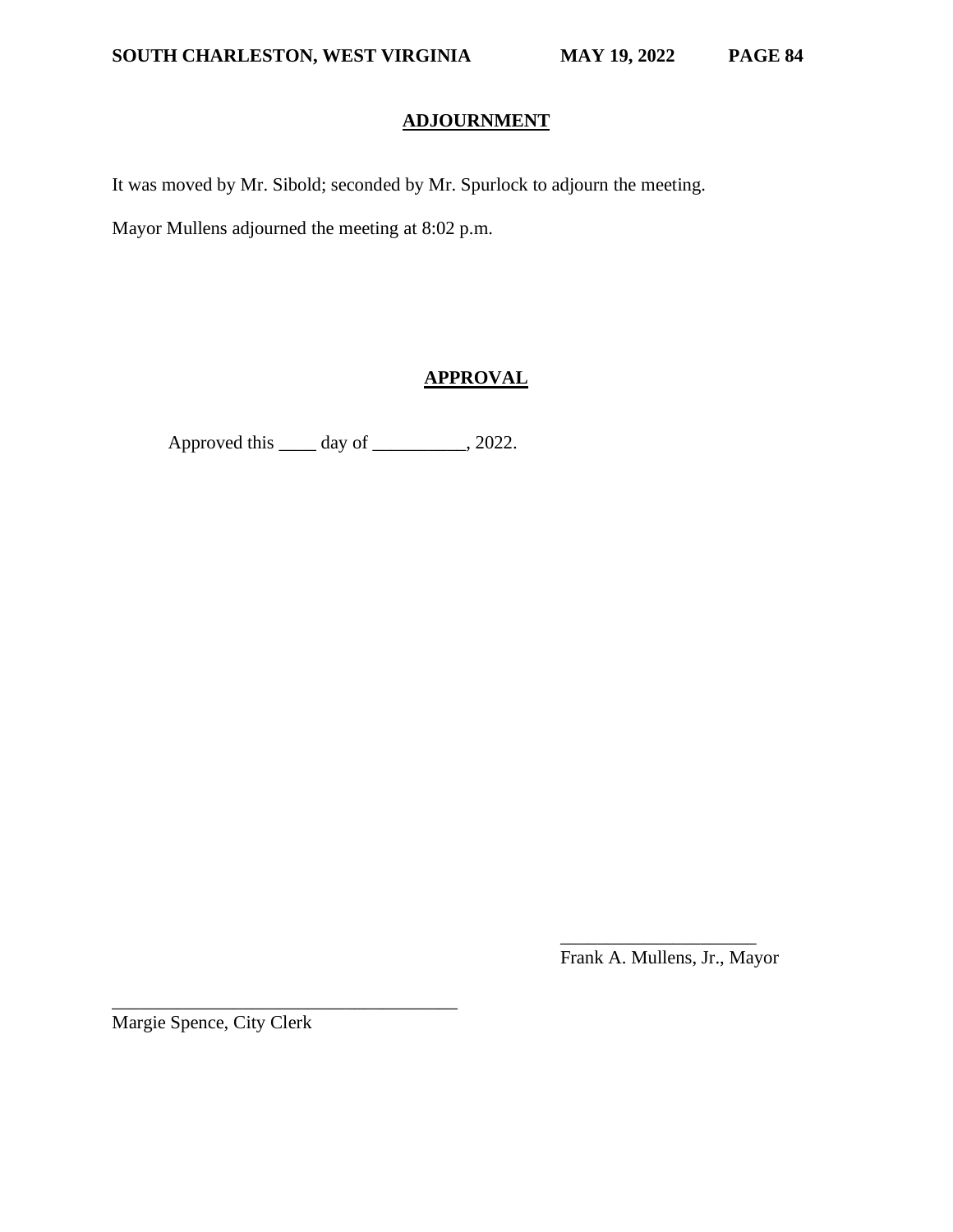## ADJOURNMENT

It was moved by Mr. Sibold; seconded by Mr. Spurlock to adjourn the meeting.

Mayor Mullens adjourned the meeting at 8:02 p.m.

## APPROVAL

Approved this ____ day of __________, 2022.

_____________________
Frank A. Mullens, Jr., Mayor

______________________________________
Margie Spence, City Clerk